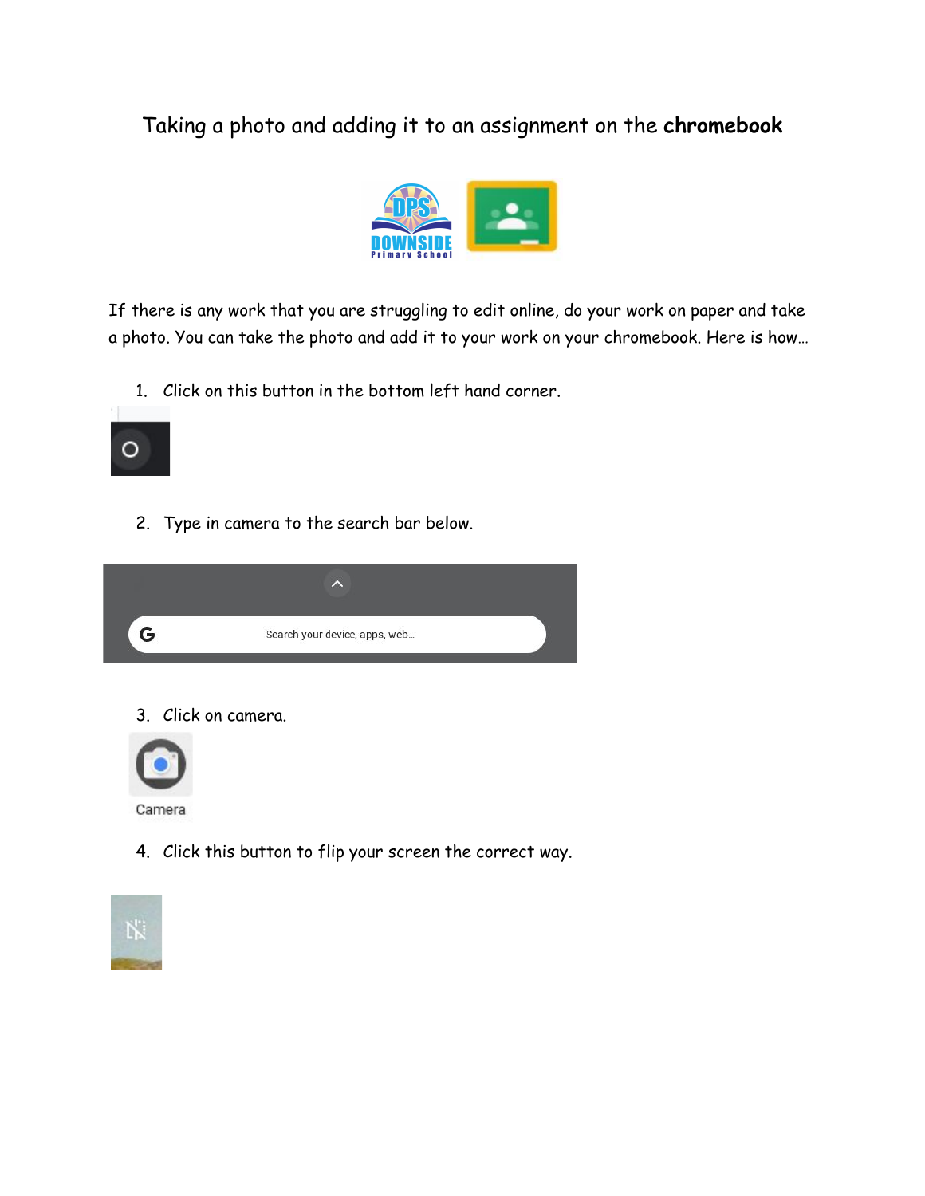# Taking a photo and adding it to an assignment on the **chromebook**

If there is any work that you are struggling to edit online, do your work on paper and take a photo. You can take the photo and add it to your work on your chromebook. Here is how…

1. Click on this button in the bottom left hand corner.

2. Type in camera to the search bar below.

3. Click on camera.

4. Click this button to flip your screen the correct way.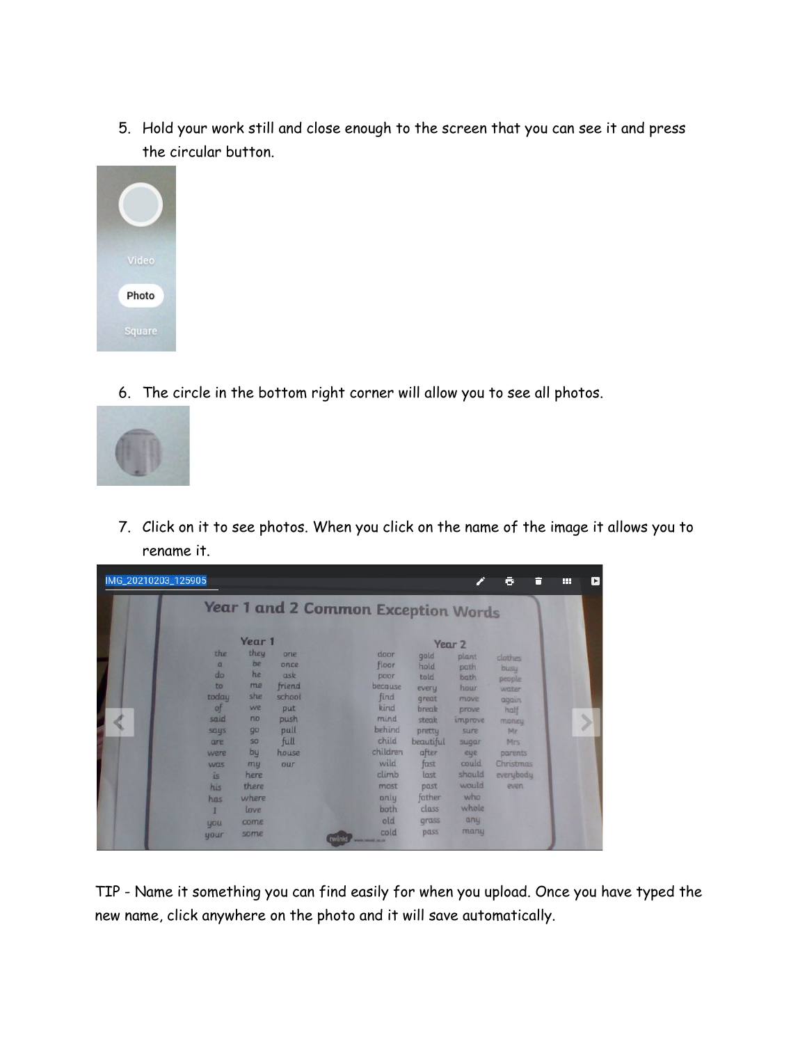5. Hold your work still and close enough to the screen that you can see it and press the circular button.

6. The circle in the bottom right corner will allow you to see all photos.

7. Click on it to see photos. When you click on the name of the image it allows you to rename it.

TIP - Name it something you can find easily for when you upload. Once you have typed the new name, click anywhere on the photo and it will save automatically.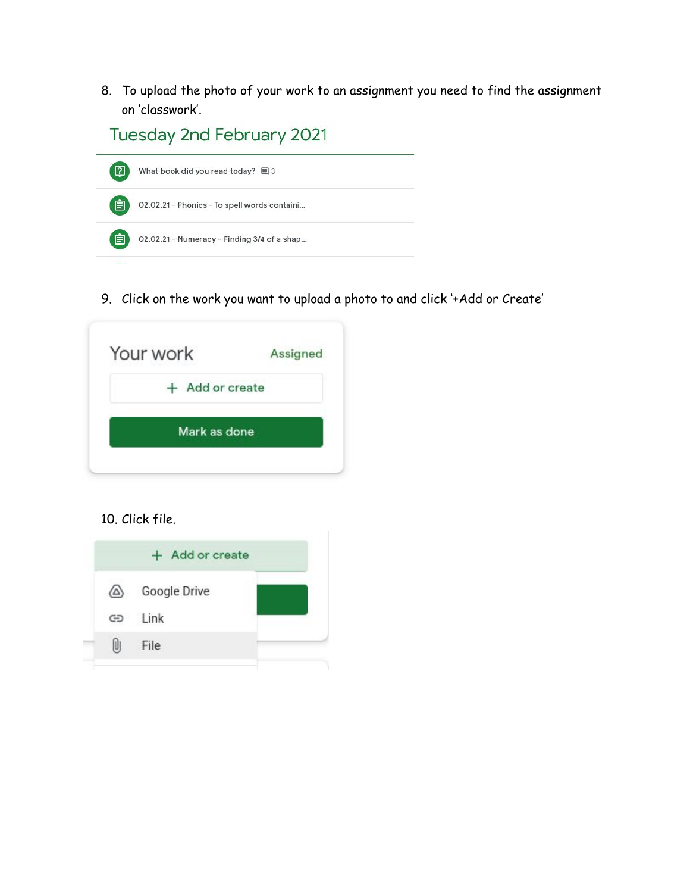8. To upload the photo of your work to an assignment you need to find the assignment on 'classwork'.

Tuesday 2nd February 2021

What book did you read today? 3

02.02.21 - Phonics - To spell words containi...

02.02.21 - Numeracy - Finding 3/4 of a shap...

9. Click on the work you want to upload a photo to and click '+Add or Create'

Your work Assigned

+ Add or create

Mark as done

10. Click file.

+ Add or create

Google Drive

Link

File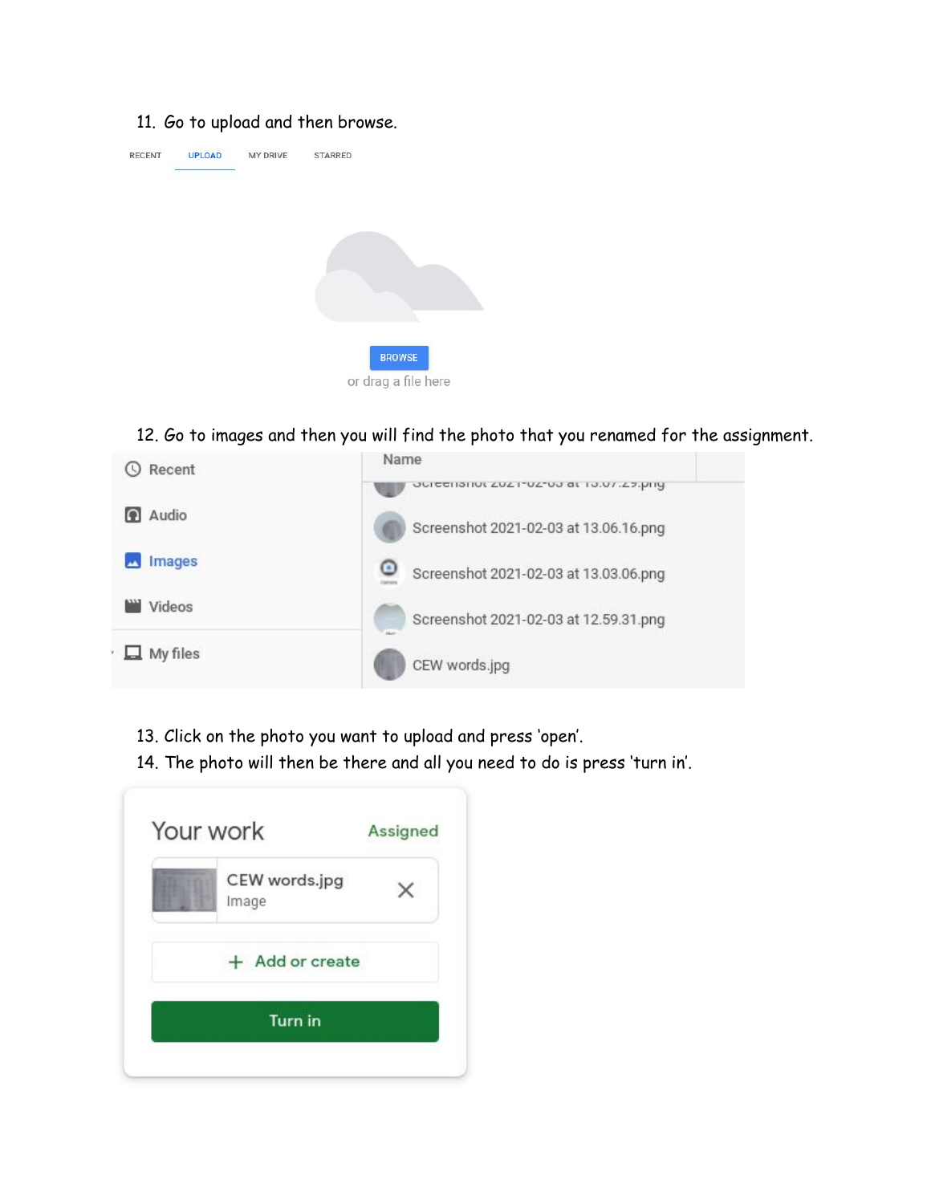11. Go to upload and then browse.

RECENT UPLOAD MY DRIVE STARRED

BROWSE

or drag a file here

12. Go to images and then you will find the photo that you renamed for the assignment.

Recent

Audio

Images

Videos

My files

Name

Screenshot 2021-02-03 at 13.07.29.png

Screenshot 2021-02-03 at 13.06.16.png

Screenshot 2021-02-03 at 13.03.06.png

Screenshot 2021-02-03 at 12.59.31.png

CEW words.jpg

13. Click on the photo you want to upload and press 'open'.
14. The photo will then be there and all you need to do is press 'turn in'.

Your work Assigned

CEW words.jpg
Image

+ Add or create

Turn in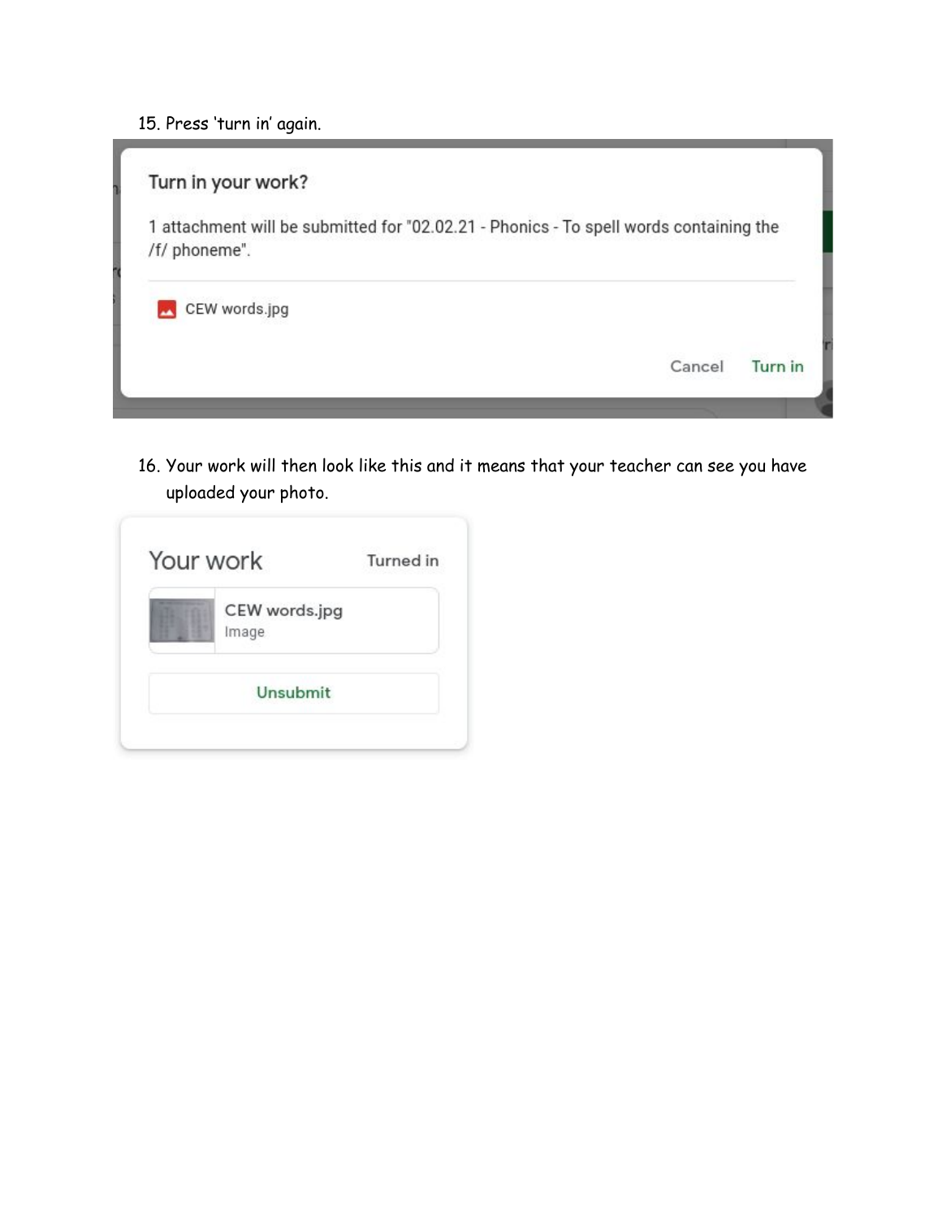15. Press 'turn in' again.

Turn in your work?

1 attachment will be submitted for "02.02.21 - Phonics - To spell words containing the /f/ phoneme".

CEW words.jpg

Cancel Turn in

16. Your work will then look like this and it means that your teacher can see you have uploaded your photo.

Your work Turned in

CEW words.jpg
Image

Unsubmit